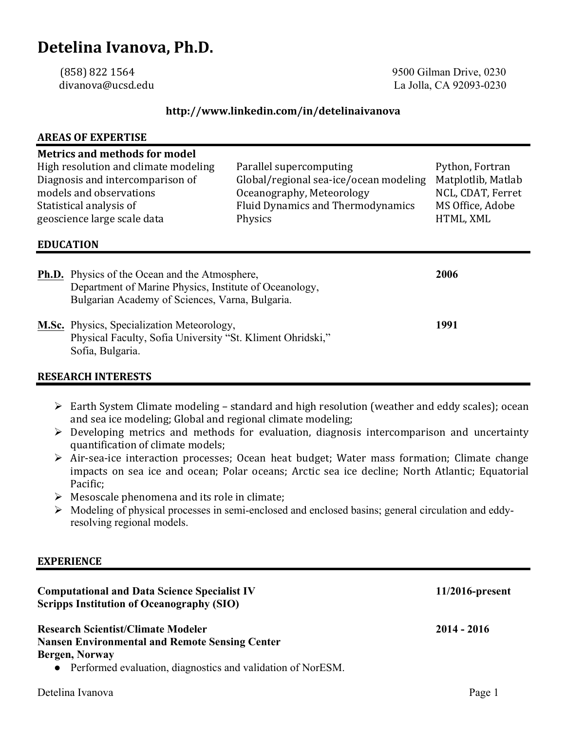# Detelina Ivanova, Ph.D.

(858) 822 1564
divanova@ucsd.edu

9500 Gilman Drive, 0230
La Jolla, CA 92093-0230

**http://www.linkedin.com/in/detelinaivanova**

## AREAS OF EXPERTISE

**Metrics and methods for model**
High resolution and climate modeling
Diagnosis and intercomparison of models and observations
Statistical analysis of geoscience large scale data

Parallel supercomputing
Global/regional sea-ice/ocean modeling
Oceanography, Meteorology
Fluid Dynamics and Thermodynamics
Physics

Python, Fortran
Matplotlib, Matlab
NCL, CDAT, Ferret
MS Office, Adobe
HTML, XML

## EDUCATION

**Ph.D.** Physics of the Ocean and the Atmosphere, Department of Marine Physics, Institute of Oceanology, Bulgarian Academy of Sciences, Varna, Bulgaria. **2006**

**M.Sc.** Physics, Specialization Meteorology, Physical Faculty, Sofia University "St. Kliment Ohridski," Sofia, Bulgaria. **1991**

## RESEARCH INTERESTS

- Earth System Climate modeling – standard and high resolution (weather and eddy scales); ocean and sea ice modeling; Global and regional climate modeling;
- Developing metrics and methods for evaluation, diagnosis intercomparison and uncertainty quantification of climate models;
- Air-sea-ice interaction processes; Ocean heat budget; Water mass formation; Climate change impacts on sea ice and ocean; Polar oceans; Arctic sea ice decline; North Atlantic; Equatorial Pacific;
- Mesoscale phenomena and its role in climate;
- Modeling of physical processes in semi-enclosed and enclosed basins; general circulation and eddy-resolving regional models.

## EXPERIENCE

**Computational and Data Science Specialist IV** **11/2016-present**
**Scripps Institution of Oceanography (SIO)**

**Research Scientist/Climate Modeler** **2014 - 2016**
**Nansen Environmental and Remote Sensing Center**
**Bergen, Norway**

- Performed evaluation, diagnostics and validation of NorESM.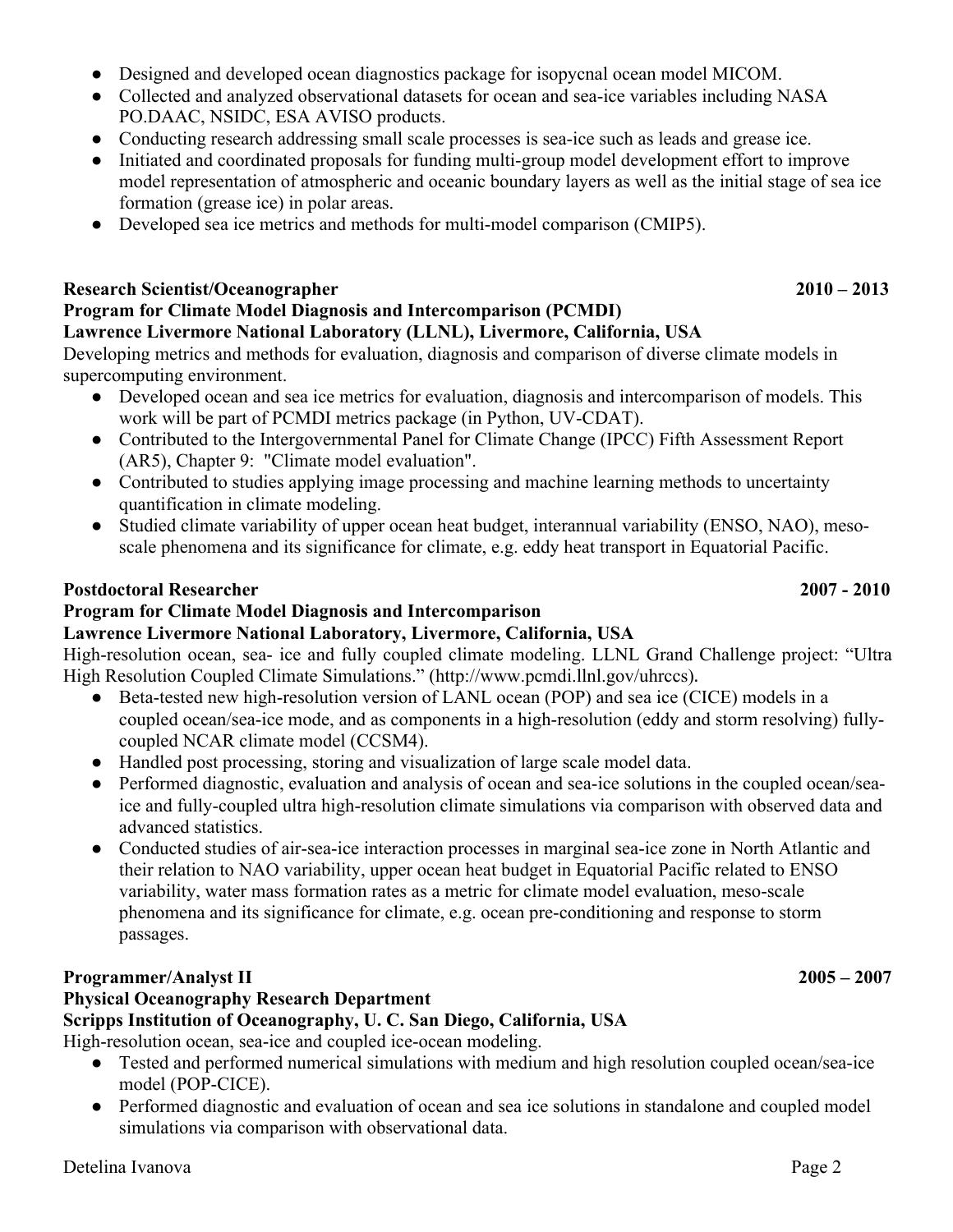- Designed and developed ocean diagnostics package for isopycnal ocean model MICOM.
- Collected and analyzed observational datasets for ocean and sea-ice variables including NASA PO.DAAC, NSIDC, ESA AVISO products.
- Conducting research addressing small scale processes is sea-ice such as leads and grease ice.
- Initiated and coordinated proposals for funding multi-group model development effort to improve model representation of atmospheric and oceanic boundary layers as well as the initial stage of sea ice formation (grease ice) in polar areas.
- Developed sea ice metrics and methods for multi-model comparison (CMIP5).

**Research Scientist/Oceanographer** **2010 – 2013**
**Program for Climate Model Diagnosis and Intercomparison (PCMDI)**
**Lawrence Livermore National Laboratory (LLNL), Livermore, California, USA**

Developing metrics and methods for evaluation, diagnosis and comparison of diverse climate models in supercomputing environment.

- Developed ocean and sea ice metrics for evaluation, diagnosis and intercomparison of models. This work will be part of PCMDI metrics package (in Python, UV-CDAT).
- Contributed to the Intergovernmental Panel for Climate Change (IPCC) Fifth Assessment Report (AR5), Chapter 9: "Climate model evaluation".
- Contributed to studies applying image processing and machine learning methods to uncertainty quantification in climate modeling.
- Studied climate variability of upper ocean heat budget, interannual variability (ENSO, NAO), meso-scale phenomena and its significance for climate, e.g. eddy heat transport in Equatorial Pacific.

**Postdoctoral Researcher** **2007 - 2010**
**Program for Climate Model Diagnosis and Intercomparison**
**Lawrence Livermore National Laboratory, Livermore, California, USA**

High-resolution ocean, sea- ice and fully coupled climate modeling. LLNL Grand Challenge project: "Ultra High Resolution Coupled Climate Simulations." (http://www.pcmdi.llnl.gov/uhrccs).

- Beta-tested new high-resolution version of LANL ocean (POP) and sea ice (CICE) models in a coupled ocean/sea-ice mode, and as components in a high-resolution (eddy and storm resolving) fully-coupled NCAR climate model (CCSM4).
- Handled post processing, storing and visualization of large scale model data.
- Performed diagnostic, evaluation and analysis of ocean and sea-ice solutions in the coupled ocean/sea-ice and fully-coupled ultra high-resolution climate simulations via comparison with observed data and advanced statistics.
- Conducted studies of air-sea-ice interaction processes in marginal sea-ice zone in North Atlantic and their relation to NAO variability, upper ocean heat budget in Equatorial Pacific related to ENSO variability, water mass formation rates as a metric for climate model evaluation, meso-scale phenomena and its significance for climate, e.g. ocean pre-conditioning and response to storm passages.

**Programmer/Analyst II** **2005 – 2007**
**Physical Oceanography Research Department**
**Scripps Institution of Oceanography, U. C. San Diego, California, USA**

High-resolution ocean, sea-ice and coupled ice-ocean modeling.

- Tested and performed numerical simulations with medium and high resolution coupled ocean/sea-ice model (POP-CICE).
- Performed diagnostic and evaluation of ocean and sea ice solutions in standalone and coupled model simulations via comparison with observational data.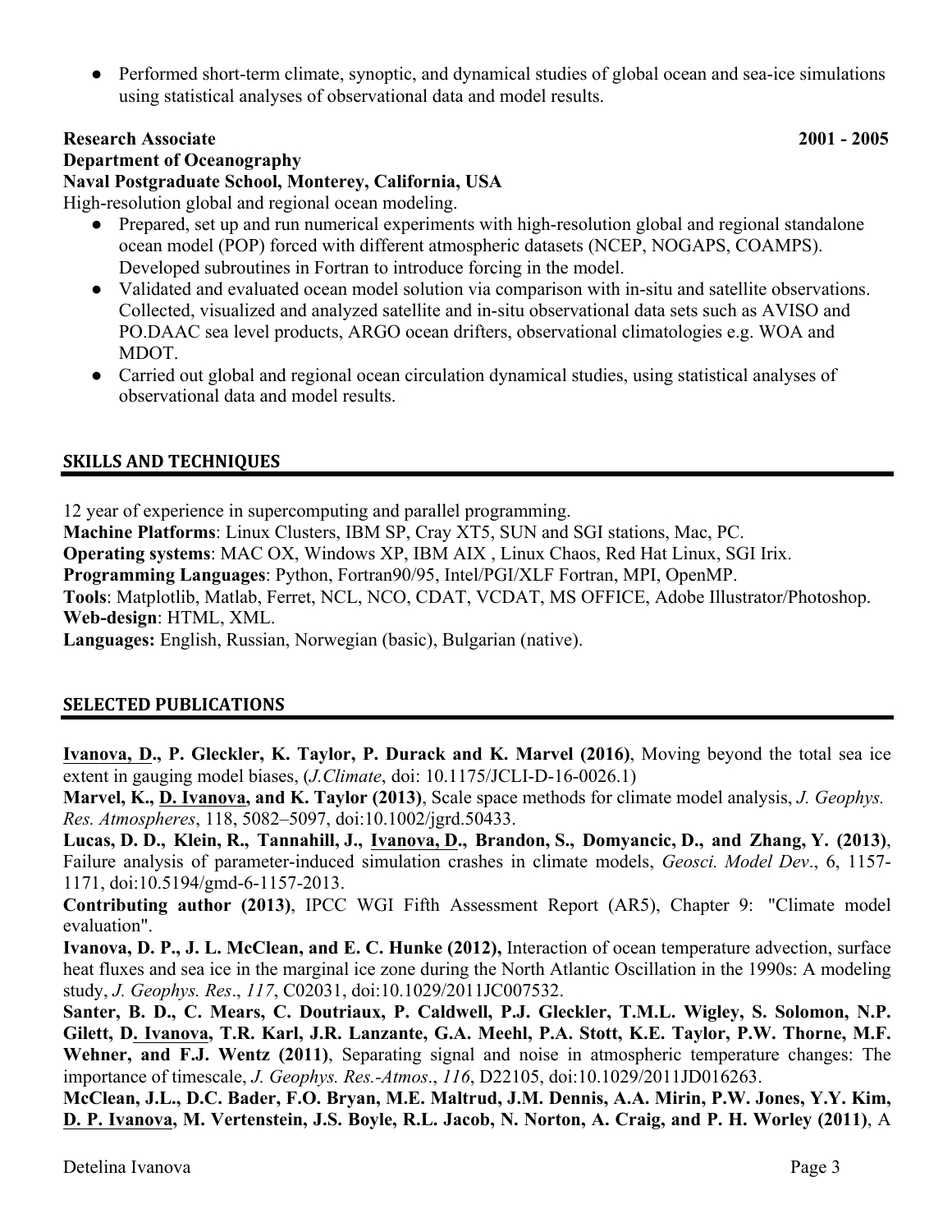- Performed short-term climate, synoptic, and dynamical studies of global ocean and sea-ice simulations using statistical analyses of observational data and model results.

**Research Associate** **2001 - 2005**
**Department of Oceanography**
**Naval Postgraduate School, Monterey, California, USA**
High-resolution global and regional ocean modeling.

- Prepared, set up and run numerical experiments with high-resolution global and regional standalone ocean model (POP) forced with different atmospheric datasets (NCEP, NOGAPS, COAMPS). Developed subroutines in Fortran to introduce forcing in the model.
- Validated and evaluated ocean model solution via comparison with in-situ and satellite observations. Collected, visualized and analyzed satellite and in-situ observational data sets such as AVISO and PO.DAAC sea level products, ARGO ocean drifters, observational climatologies e.g. WOA and MDOT.
- Carried out global and regional ocean circulation dynamical studies, using statistical analyses of observational data and model results.

## SKILLS AND TECHNIQUES

12 year of experience in supercomputing and parallel programming.
**Machine Platforms**: Linux Clusters, IBM SP, Cray XT5, SUN and SGI stations, Mac, PC.
**Operating systems**: MAC OX, Windows XP, IBM AIX , Linux Chaos, Red Hat Linux, SGI Irix.
**Programming Languages**: Python, Fortran90/95, Intel/PGI/XLF Fortran, MPI, OpenMP.
**Tools**: Matplotlib, Matlab, Ferret, NCL, NCO, CDAT, VCDAT, MS OFFICE, Adobe Illustrator/Photoshop.
**Web-design**: HTML, XML.
**Languages:** English, Russian, Norwegian (basic), Bulgarian (native).

## SELECTED PUBLICATIONS

**Ivanova, D., P. Gleckler, K. Taylor, P. Durack and K. Marvel (2016)**, Moving beyond the total sea ice extent in gauging model biases, (*J.Climate*, doi: 10.1175/JCLI-D-16-0026.1)

**Marvel, K., D. Ivanova, and K. Taylor (2013)**, Scale space methods for climate model analysis, *J. Geophys. Res. Atmospheres*, 118, 5082–5097, doi:10.1002/jgrd.50433.

**Lucas, D. D., Klein, R., Tannahill, J., Ivanova, D., Brandon, S., Domyancic, D., and Zhang, Y. (2013)**, Failure analysis of parameter-induced simulation crashes in climate models, *Geosci. Model Dev*., 6, 1157-1171, doi:10.5194/gmd-6-1157-2013.

**Contributing author (2013)**, IPCC WGI Fifth Assessment Report (AR5), Chapter 9: "Climate model evaluation".

**Ivanova, D. P., J. L. McClean, and E. C. Hunke (2012),** Interaction of ocean temperature advection, surface heat fluxes and sea ice in the marginal ice zone during the North Atlantic Oscillation in the 1990s: A modeling study, *J. Geophys. Res*., *117*, C02031, doi:10.1029/2011JC007532.

**Santer, B. D., C. Mears, C. Doutriaux, P. Caldwell, P.J. Gleckler, T.M.L. Wigley, S. Solomon, N.P. Gilett, D. Ivanova, T.R. Karl, J.R. Lanzante, G.A. Meehl, P.A. Stott, K.E. Taylor, P.W. Thorne, M.F. Wehner, and F.J. Wentz (2011)**, Separating signal and noise in atmospheric temperature changes: The importance of timescale, *J. Geophys. Res.-Atmos*., *116*, D22105, doi:10.1029/2011JD016263.

**McClean, J.L., D.C. Bader, F.O. Bryan, M.E. Maltrud, J.M. Dennis, A.A. Mirin, P.W. Jones, Y.Y. Kim, D. P. Ivanova, M. Vertenstein, J.S. Boyle, R.L. Jacob, N. Norton, A. Craig, and P. H. Worley (2011)**, A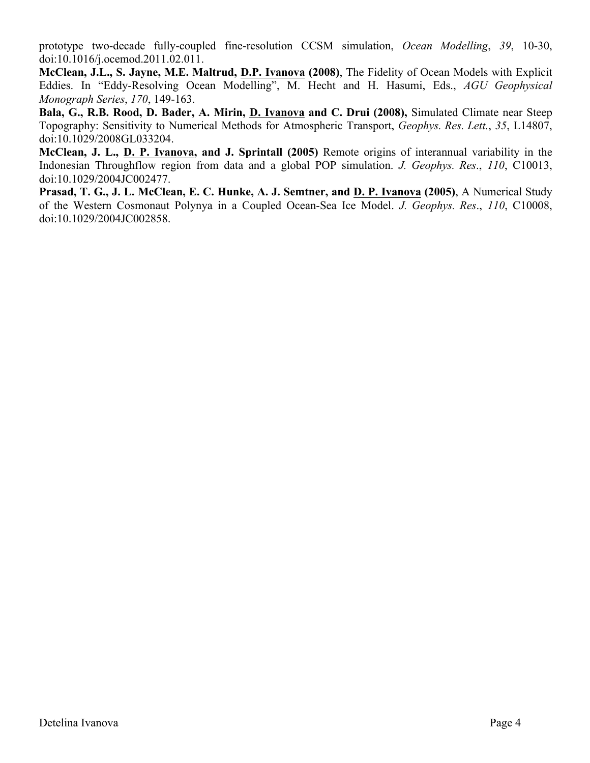prototype two-decade fully-coupled fine-resolution CCSM simulation, *Ocean Modelling*, *39*, 10-30, doi:10.1016/j.ocemod.2011.02.011.

**McClean, J.L., S. Jayne, M.E. Maltrud, D.P. Ivanova (2008)**, The Fidelity of Ocean Models with Explicit Eddies. In "Eddy-Resolving Ocean Modelling", M. Hecht and H. Hasumi, Eds., *AGU Geophysical Monograph Series*, *170*, 149-163.

**Bala, G., R.B. Rood, D. Bader, A. Mirin, D. Ivanova and C. Drui (2008),** Simulated Climate near Steep Topography: Sensitivity to Numerical Methods for Atmospheric Transport, *Geophys. Res. Lett.*, *35*, L14807, doi:10.1029/2008GL033204.

**McClean, J. L., D. P. Ivanova, and J. Sprintall (2005)** Remote origins of interannual variability in the Indonesian Throughflow region from data and a global POP simulation. *J. Geophys. Res*., *110*, C10013, doi:10.1029/2004JC002477.

**Prasad, T. G., J. L. McClean, E. C. Hunke, A. J. Semtner, and D. P. Ivanova (2005)**, A Numerical Study of the Western Cosmonaut Polynya in a Coupled Ocean-Sea Ice Model. *J. Geophys. Res*., *110*, C10008, doi:10.1029/2004JC002858.